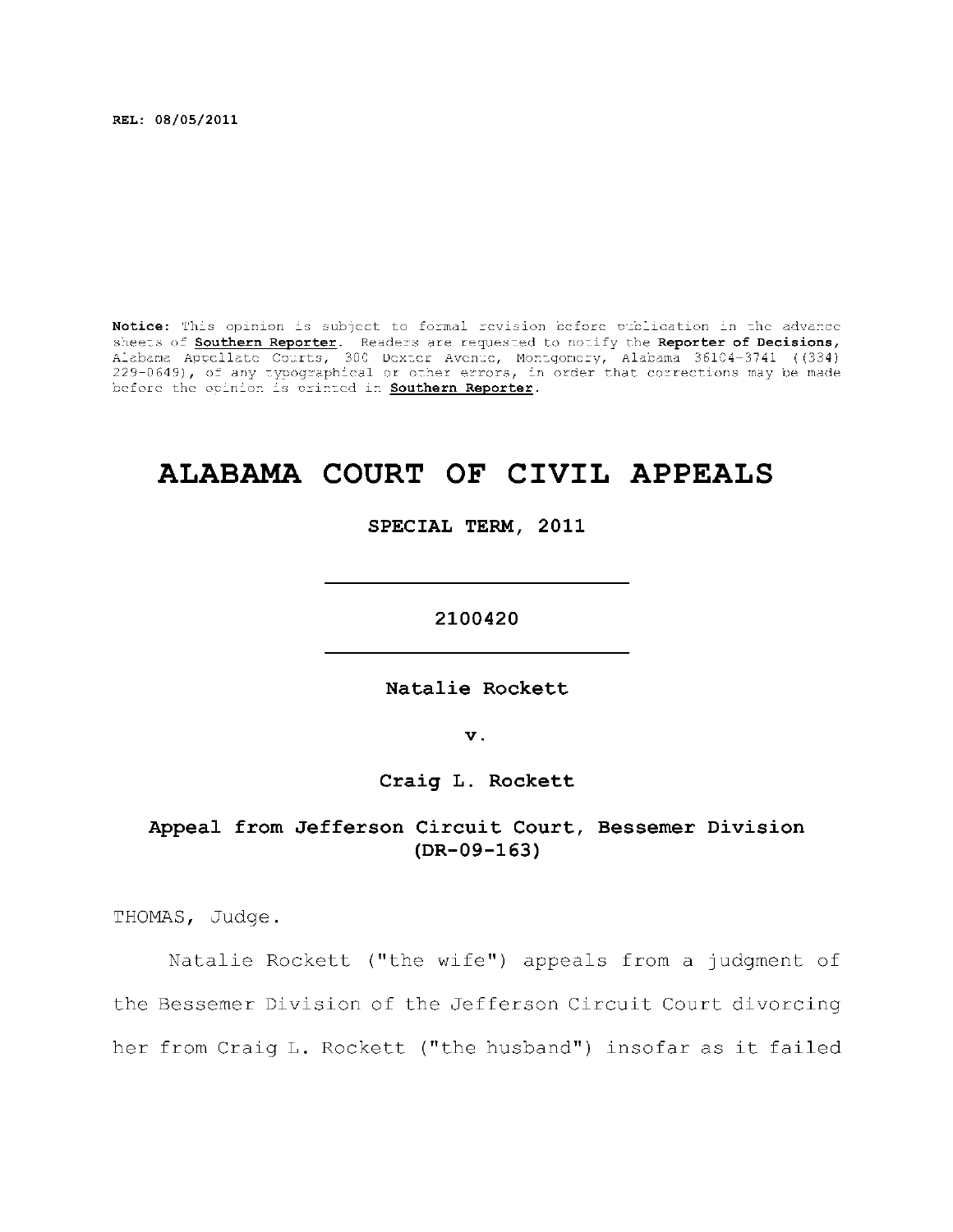REL: 08/05/2011

**Notice:** This opinion is subject to formal revision before publication in the advance sheets of **Southern Reporter**. Readers are requested to notify the **Reporter of Decisions**, Alabama Appellate Courts, 300 Dexter Avenue, Montgomery, Alabama 36104-3741 ((334) 229-0649), of any typographical or other errors, in order that corrections may be made before the opinion is printed in **Southern Reporter**.

# ALABAMA COURT OF CIVIL APPEALS

**SPECIAL TERM, 2011**

---

**2100420**

---

**Natalie Rockett**

**v.**

**Craig L. Rockett**

**Appeal from Jefferson Circuit Court, Bessemer Division (DR-09-163)**

THOMAS, Judge.

Natalie Rockett ("the wife") appeals from a judgment of the Bessemer Division of the Jefferson Circuit Court divorcing her from Craig L. Rockett ("the husband") insofar as it failed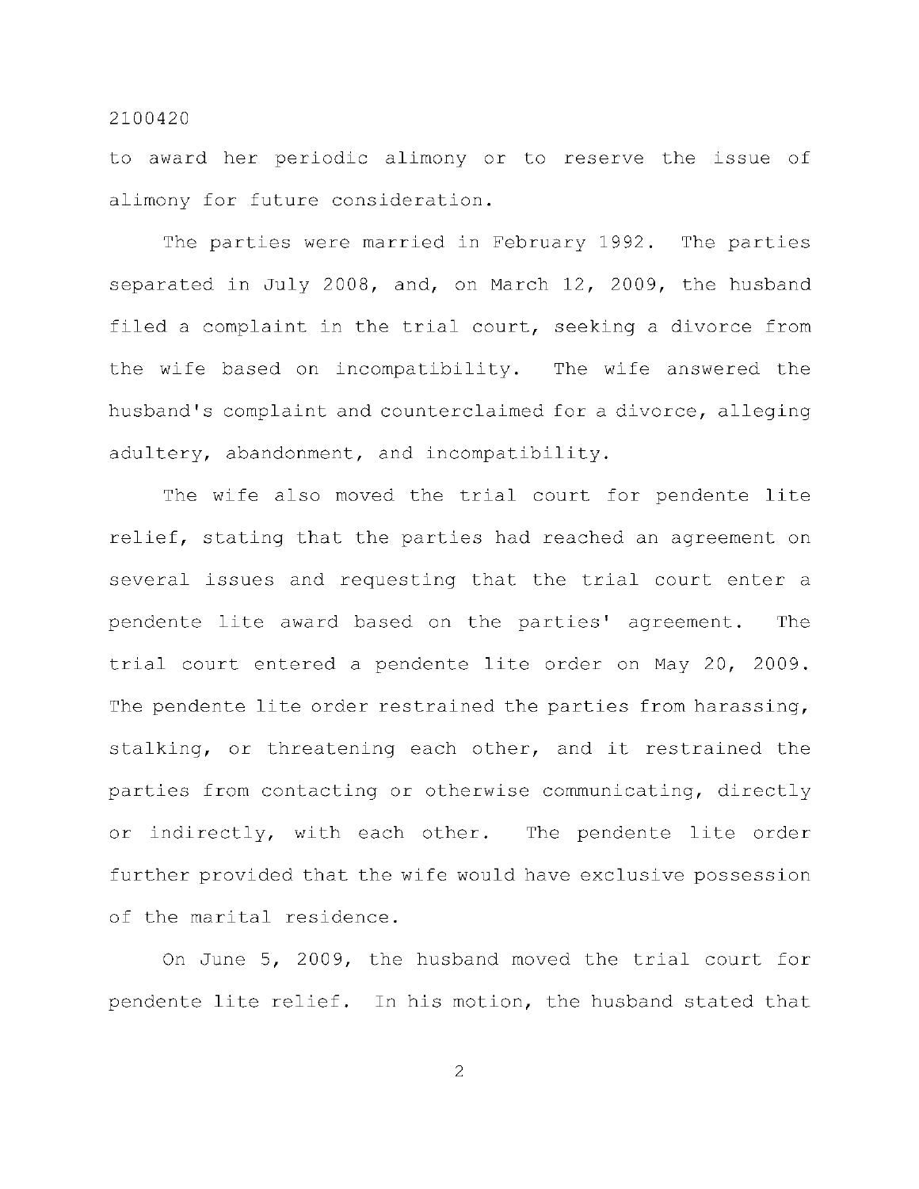to award her periodic alimony or to reserve the issue of alimony for future consideration.

The parties were married in February 1992. The parties separated in July 2008, and, on March 12, 2009, the husband filed a complaint in the trial court, seeking a divorce from the wife based on incompatibility. The wife answered the husband's complaint and counterclaimed for a divorce, alleging adultery, abandonment, and incompatibility.

The wife also moved the trial court for pendente lite relief, stating that the parties had reached an agreement on several issues and requesting that the trial court enter a pendente lite award based on the parties' agreement. The trial court entered a pendente lite order on May 20, 2009. The pendente lite order restrained the parties from harassing, stalking, or threatening each other, and it restrained the parties from contacting or otherwise communicating, directly or indirectly, with each other. The pendente lite order further provided that the wife would have exclusive possession of the marital residence.

On June 5, 2009, the husband moved the trial court for pendente lite relief. In his motion, the husband stated that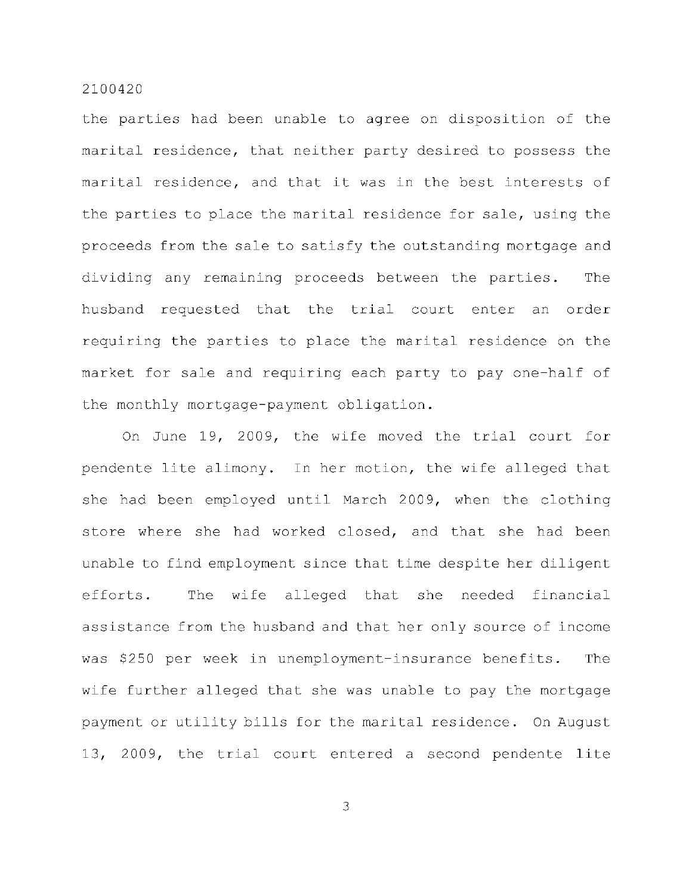the parties had been unable to agree on disposition of the marital residence, that neither party desired to possess the marital residence, and that it was in the best interests of the parties to place the marital residence for sale, using the proceeds from the sale to satisfy the outstanding mortgage and dividing any remaining proceeds between the parties. The husband requested that the trial court enter an order requiring the parties to place the marital residence on the market for sale and requiring each party to pay one-half of the monthly mortgage-payment obligation.

On June 19, 2009, the wife moved the trial court for pendente lite alimony. In her motion, the wife alleged that she had been employed until March 2009, when the clothing store where she had worked closed, and that she had been unable to find employment since that time despite her diligent efforts. The wife alleged that she needed financial assistance from the husband and that her only source of income was $250 per week in unemployment-insurance benefits. The wife further alleged that she was unable to pay the mortgage payment or utility bills for the marital residence. On August 13, 2009, the trial court entered a second pendente lite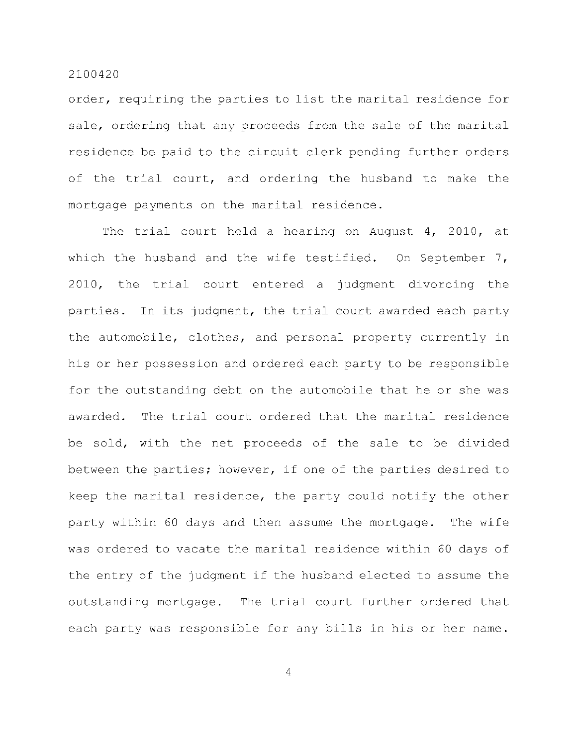order, requiring the parties to list the marital residence for sale, ordering that any proceeds from the sale of the marital residence be paid to the circuit clerk pending further orders of the trial court, and ordering the husband to make the mortgage payments on the marital residence.

The trial court held a hearing on August 4, 2010, at which the husband and the wife testified. On September 7, 2010, the trial court entered a judgment divorcing the parties. In its judgment, the trial court awarded each party the automobile, clothes, and personal property currently in his or her possession and ordered each party to be responsible for the outstanding debt on the automobile that he or she was awarded. The trial court ordered that the marital residence be sold, with the net proceeds of the sale to be divided between the parties; however, if one of the parties desired to keep the marital residence, the party could notify the other party within 60 days and then assume the mortgage. The wife was ordered to vacate the marital residence within 60 days of the entry of the judgment if the husband elected to assume the outstanding mortgage. The trial court further ordered that each party was responsible for any bills in his or her name.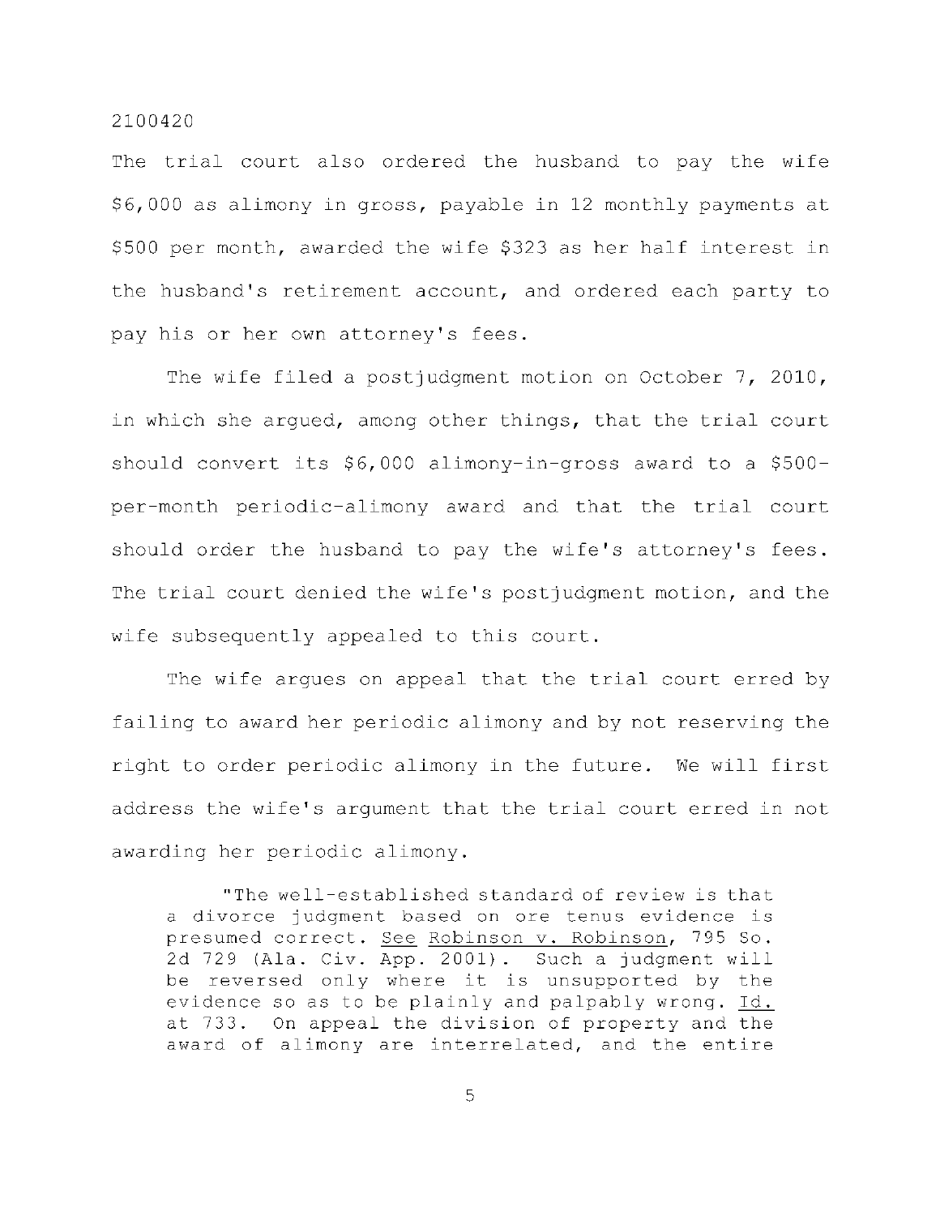The trial court also ordered the husband to pay the wife $6,000 as alimony in gross, payable in 12 monthly payments at $500 per month, awarded the wife $323 as her half interest in the husband's retirement account, and ordered each party to pay his or her own attorney's fees.

The wife filed a postjudgment motion on October 7, 2010, in which she argued, among other things, that the trial court should convert its $6,000 alimony-in-gross award to a $500-per-month periodic-alimony award and that the trial court should order the husband to pay the wife's attorney's fees. The trial court denied the wife's postjudgment motion, and the wife subsequently appealed to this court.

The wife argues on appeal that the trial court erred by failing to award her periodic alimony and by not reserving the right to order periodic alimony in the future. We will first address the wife's argument that the trial court erred in not awarding her periodic alimony.

> "The well-established standard of review is that a divorce judgment based on ore tenus evidence is presumed correct. See Robinson v. Robinson, 795 So. 2d 729 (Ala. Civ. App. 2001). Such a judgment will be reversed only where it is unsupported by the evidence so as to be plainly and palpably wrong. Id. at 733. On appeal the division of property and the award of alimony are interrelated, and the entire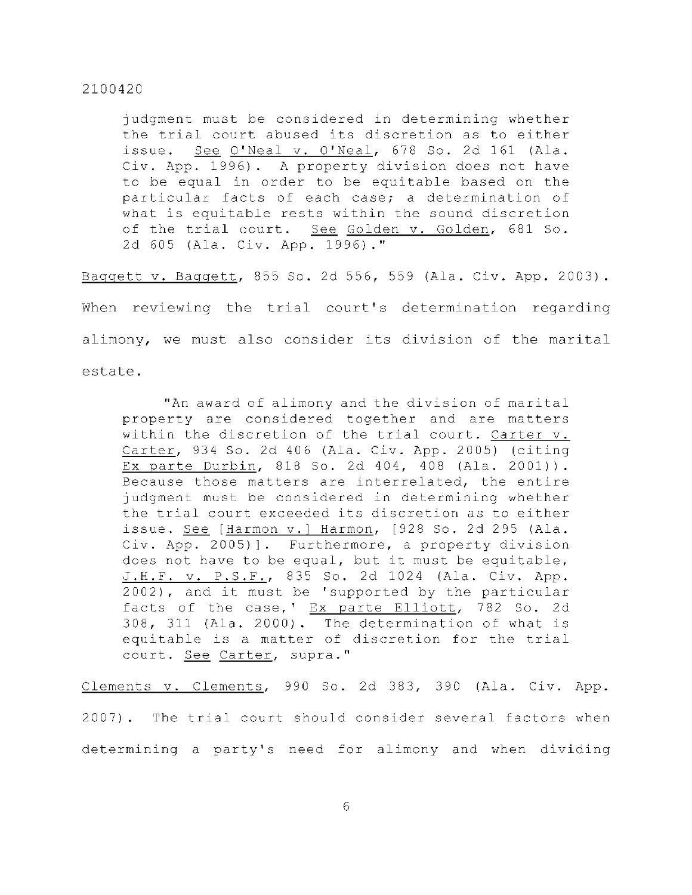> judgment must be considered in determining whether the trial court abused its discretion as to either issue. See O'Neal v. O'Neal, 678 So. 2d 161 (Ala. Civ. App. 1996). A property division does not have to be equal in order to be equitable based on the particular facts of each case; a determination of what is equitable rests within the sound discretion of the trial court. See Golden v. Golden, 681 So. 2d 605 (Ala. Civ. App. 1996)."

Baggett v. Baggett, 855 So. 2d 556, 559 (Ala. Civ. App. 2003). When reviewing the trial court's determination regarding alimony, we must also consider its division of the marital estate.

> "An award of alimony and the division of marital property are considered together and are matters within the discretion of the trial court. Carter v. Carter, 934 So. 2d 406 (Ala. Civ. App. 2005) (citing Ex parte Durbin, 818 So. 2d 404, 408 (Ala. 2001)). Because those matters are interrelated, the entire judgment must be considered in determining whether the trial court exceeded its discretion as to either issue. See [Harmon v.] Harmon, [928 So. 2d 295 (Ala. Civ. App. 2005)]. Furthermore, a property division does not have to be equal, but it must be equitable, J.H.F. v. P.S.F., 835 So. 2d 1024 (Ala. Civ. App. 2002), and it must be 'supported by the particular facts of the case,' Ex parte Elliott, 782 So. 2d 308, 311 (Ala. 2000). The determination of what is equitable is a matter of discretion for the trial court. See Carter, supra."

Clements v. Clements, 990 So. 2d 383, 390 (Ala. Civ. App. 2007). The trial court should consider several factors when determining a party's need for alimony and when dividing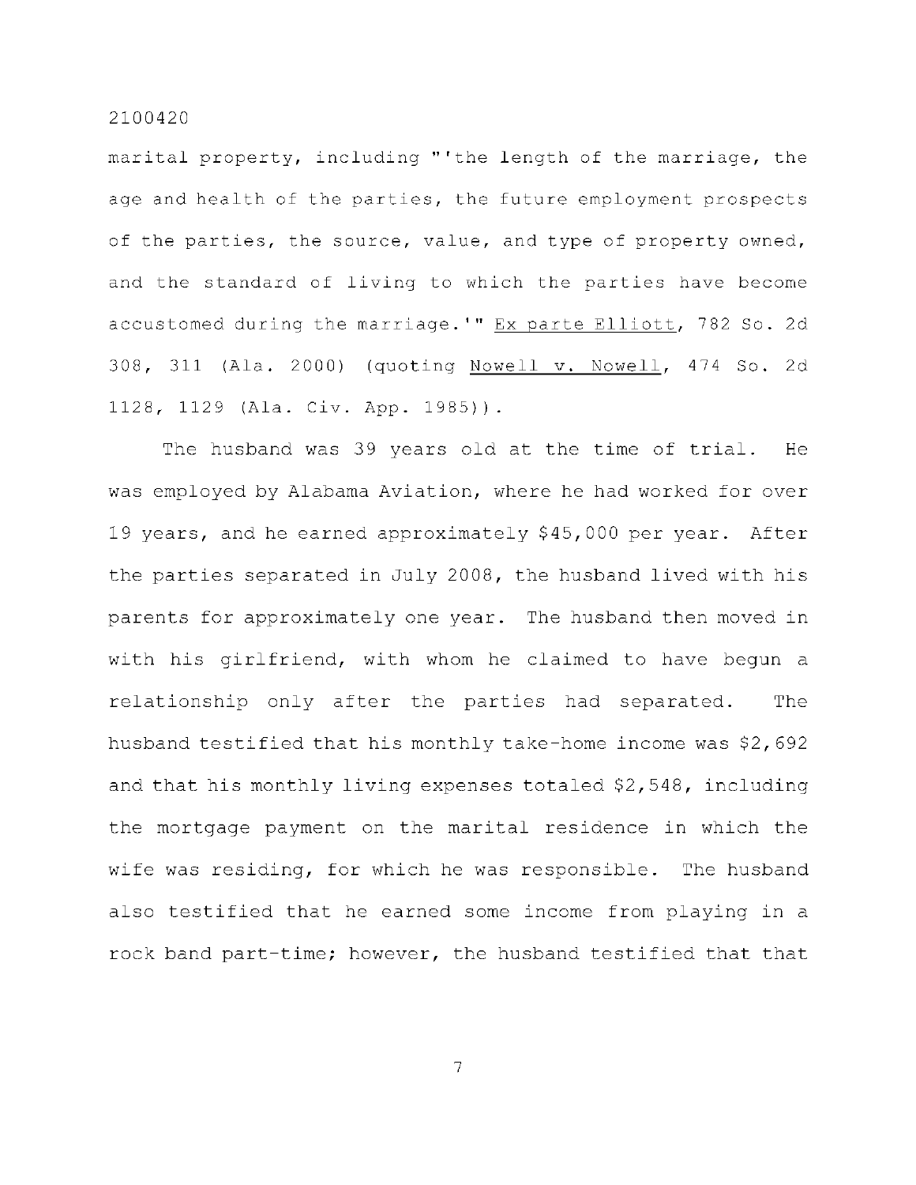marital property, including "'the length of the marriage, the age and health of the parties, the future employment prospects of the parties, the source, value, and type of property owned, and the standard of living to which the parties have become accustomed during the marriage.'" Ex parte Elliott, 782 So. 2d 308, 311 (Ala. 2000) (quoting Nowell v. Nowell, 474 So. 2d 1128, 1129 (Ala. Civ. App. 1985)).

The husband was 39 years old at the time of trial. He was employed by Alabama Aviation, where he had worked for over 19 years, and he earned approximately $45,000 per year. After the parties separated in July 2008, the husband lived with his parents for approximately one year. The husband then moved in with his girlfriend, with whom he claimed to have begun a relationship only after the parties had separated. The husband testified that his monthly take-home income was $2,692 and that his monthly living expenses totaled $2,548, including the mortgage payment on the marital residence in which the wife was residing, for which he was responsible. The husband also testified that he earned some income from playing in a rock band part-time; however, the husband testified that that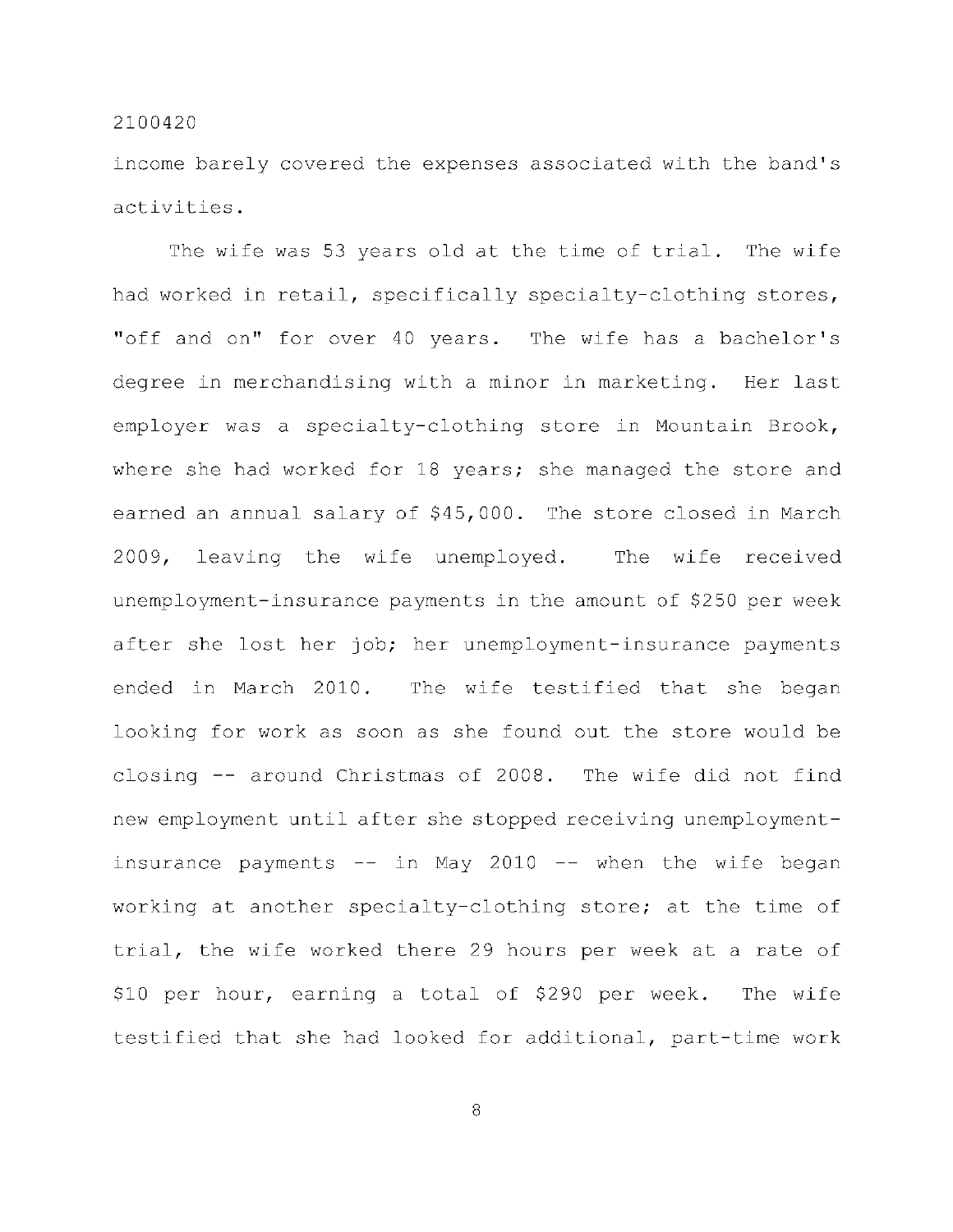income barely covered the expenses associated with the band's activities.

The wife was 53 years old at the time of trial. The wife had worked in retail, specifically specialty-clothing stores, "off and on" for over 40 years. The wife has a bachelor's degree in merchandising with a minor in marketing. Her last employer was a specialty-clothing store in Mountain Brook, where she had worked for 18 years; she managed the store and earned an annual salary of $45,000. The store closed in March 2009, leaving the wife unemployed. The wife received unemployment-insurance payments in the amount of $250 per week after she lost her job; her unemployment-insurance payments ended in March 2010. The wife testified that she began looking for work as soon as she found out the store would be closing -- around Christmas of 2008. The wife did not find new employment until after she stopped receiving unemployment-insurance payments -- in May 2010 -- when the wife began working at another specialty-clothing store; at the time of trial, the wife worked there 29 hours per week at a rate of $10 per hour, earning a total of $290 per week. The wife testified that she had looked for additional, part-time work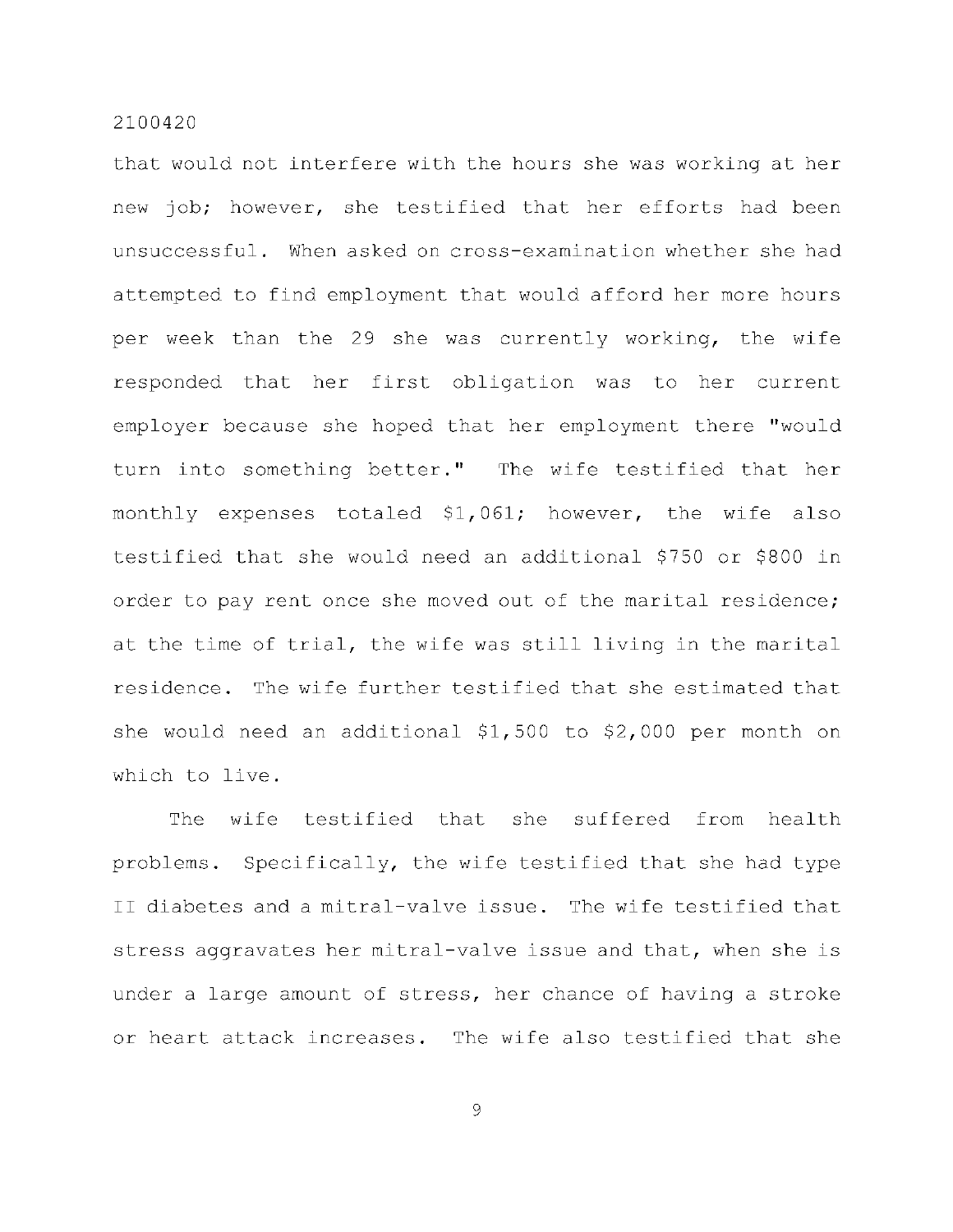that would not interfere with the hours she was working at her new job; however, she testified that her efforts had been unsuccessful. When asked on cross-examination whether she had attempted to find employment that would afford her more hours per week than the 29 she was currently working, the wife responded that her first obligation was to her current employer because she hoped that her employment there "would turn into something better." The wife testified that her monthly expenses totaled $1,061; however, the wife also testified that she would need an additional $750 or $800 in order to pay rent once she moved out of the marital residence; at the time of trial, the wife was still living in the marital residence. The wife further testified that she estimated that she would need an additional $1,500 to $2,000 per month on which to live.

The wife testified that she suffered from health problems. Specifically, the wife testified that she had type II diabetes and a mitral-valve issue. The wife testified that stress aggravates her mitral-valve issue and that, when she is under a large amount of stress, her chance of having a stroke or heart attack increases. The wife also testified that she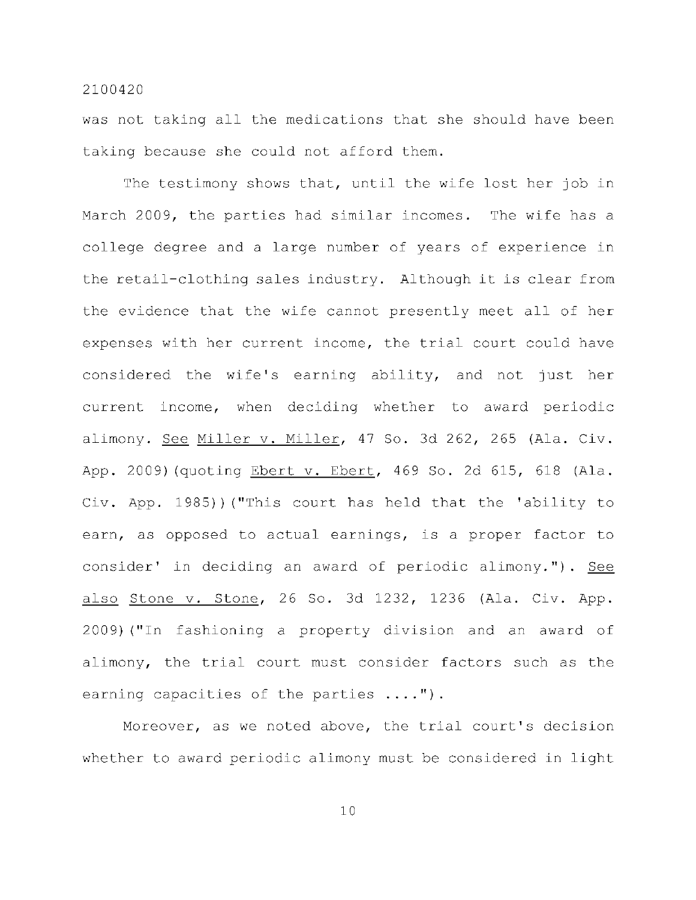was not taking all the medications that she should have been taking because she could not afford them.

The testimony shows that, until the wife lost her job in March 2009, the parties had similar incomes. The wife has a college degree and a large number of years of experience in the retail-clothing sales industry. Although it is clear from the evidence that the wife cannot presently meet all of her expenses with her current income, the trial court could have considered the wife's earning ability, and not just her current income, when deciding whether to award periodic alimony. See Miller v. Miller, 47 So. 3d 262, 265 (Ala. Civ. App. 2009)(quoting Ebert v. Ebert, 469 So. 2d 615, 618 (Ala. Civ. App. 1985))("This court has held that the 'ability to earn, as opposed to actual earnings, is a proper factor to consider' in deciding an award of periodic alimony."). See also Stone v. Stone, 26 So. 3d 1232, 1236 (Ala. Civ. App. 2009)("In fashioning a property division and an award of alimony, the trial court must consider factors such as the earning capacities of the parties ....").

Moreover, as we noted above, the trial court's decision whether to award periodic alimony must be considered in light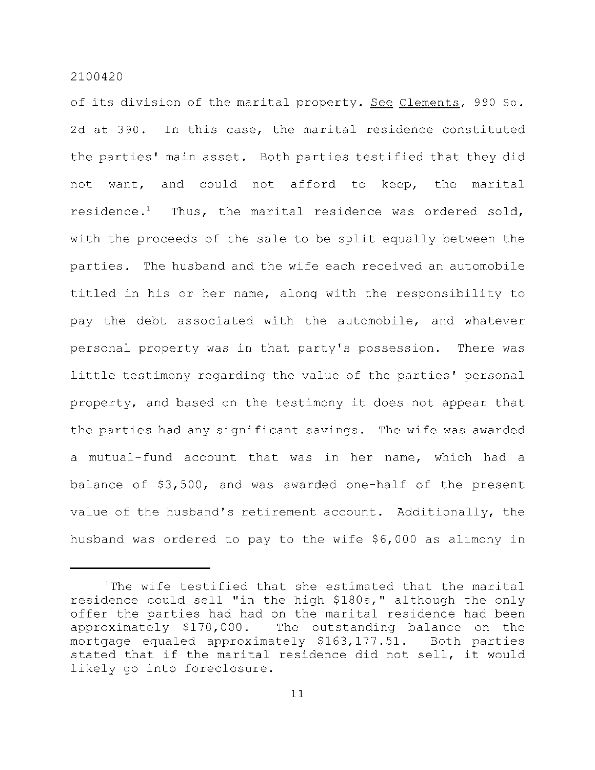of its division of the marital property. See Clements, 990 So. 2d at 390. In this case, the marital residence constituted the parties' main asset. Both parties testified that they did not want, and could not afford to keep, the marital residence.[1] Thus, the marital residence was ordered sold, with the proceeds of the sale to be split equally between the parties. The husband and the wife each received an automobile titled in his or her name, along with the responsibility to pay the debt associated with the automobile, and whatever personal property was in that party's possession. There was little testimony regarding the value of the parties' personal property, and based on the testimony it does not appear that the parties had any significant savings. The wife was awarded a mutual-fund account that was in her name, which had a balance of $3,500, and was awarded one-half of the present value of the husband's retirement account. Additionally, the husband was ordered to pay to the wife $6,000 as alimony in

---

[1]The wife testified that she estimated that the marital residence could sell "in the high $180s," although the only offer the parties had had on the marital residence had been approximately $170,000. The outstanding balance on the mortgage equaled approximately $163,177.51. Both parties stated that if the marital residence did not sell, it would likely go into foreclosure.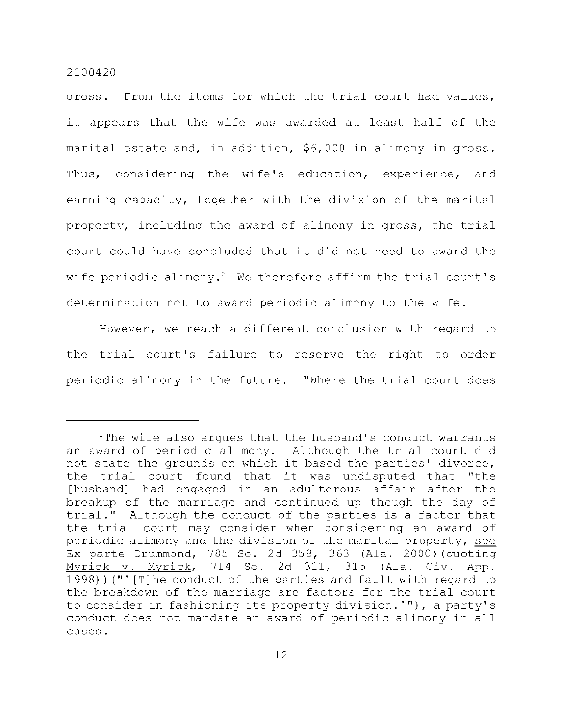gross. From the items for which the trial court had values, it appears that the wife was awarded at least half of the marital estate and, in addition, $6,000 in alimony in gross. Thus, considering the wife's education, experience, and earning capacity, together with the division of the marital property, including the award of alimony in gross, the trial court could have concluded that it did not need to award the wife periodic alimony.[2] We therefore affirm the trial court's determination not to award periodic alimony to the wife.

However, we reach a different conclusion with regard to the trial court's failure to reserve the right to order periodic alimony in the future. "Where the trial court does

---

[2]The wife also argues that the husband's conduct warrants an award of periodic alimony. Although the trial court did not state the grounds on which it based the parties' divorce, the trial court found that it was undisputed that "the [husband] had engaged in an adulterous affair after the breakup of the marriage and continued up though the day of trial." Although the conduct of the parties is a factor that the trial court may consider when considering an award of periodic alimony and the division of the marital property, see Ex parte Drummond, 785 So. 2d 358, 363 (Ala. 2000)(quoting Myrick v. Myrick, 714 So. 2d 311, 315 (Ala. Civ. App. 1998))("'[T]he conduct of the parties and fault with regard to the breakdown of the marriage are factors for the trial court to consider in fashioning its property division.'"), a party's conduct does not mandate an award of periodic alimony in all cases.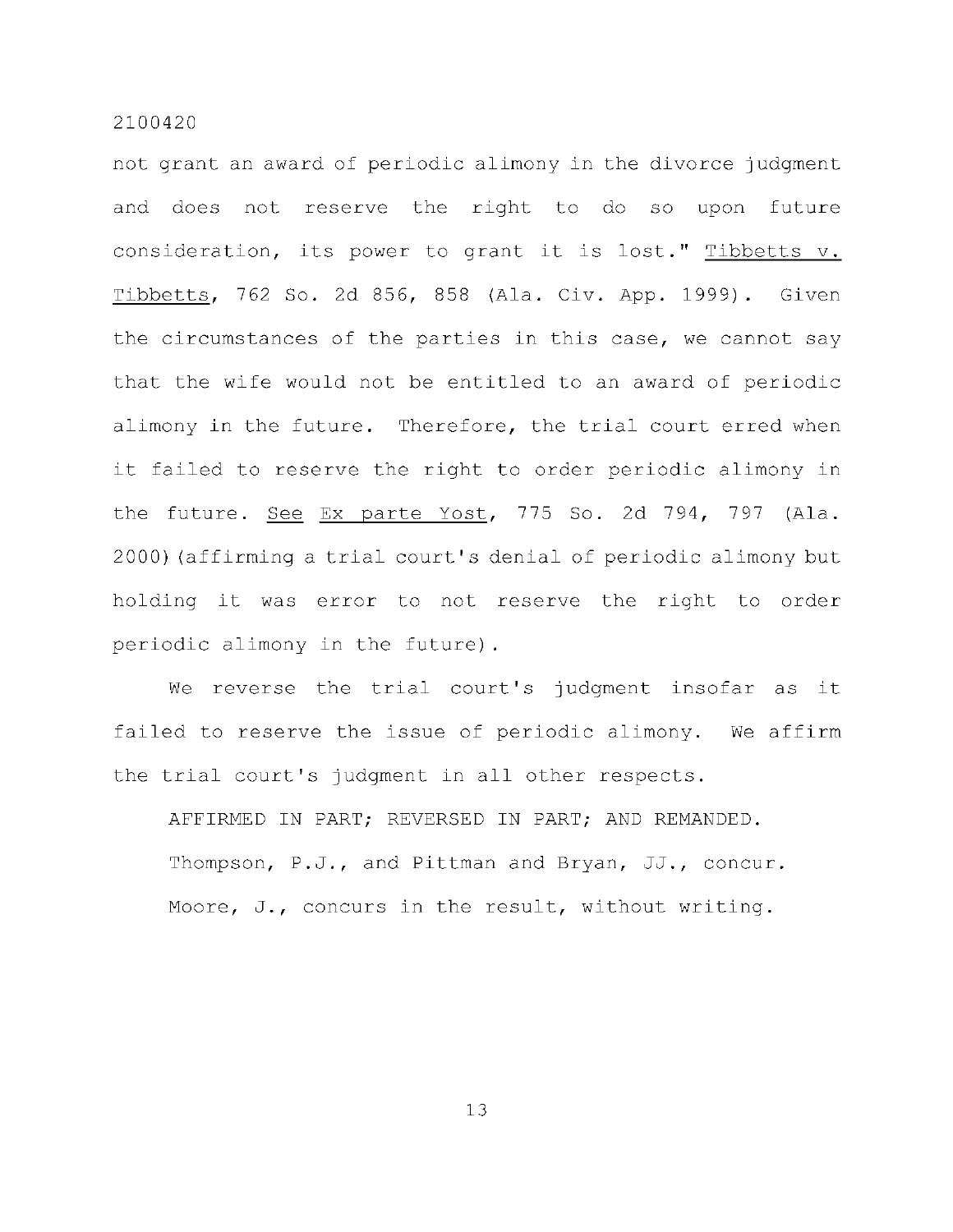not grant an award of periodic alimony in the divorce judgment and does not reserve the right to do so upon future consideration, its power to grant it is lost." Tibbetts v. Tibbetts, 762 So. 2d 856, 858 (Ala. Civ. App. 1999). Given the circumstances of the parties in this case, we cannot say that the wife would not be entitled to an award of periodic alimony in the future. Therefore, the trial court erred when it failed to reserve the right to order periodic alimony in the future. See Ex parte Yost, 775 So. 2d 794, 797 (Ala. 2000)(affirming a trial court's denial of periodic alimony but holding it was error to not reserve the right to order periodic alimony in the future).

We reverse the trial court's judgment insofar as it failed to reserve the issue of periodic alimony. We affirm the trial court's judgment in all other respects.

AFFIRMED IN PART; REVERSED IN PART; AND REMANDED.

Thompson, P.J., and Pittman and Bryan, JJ., concur.

Moore, J., concurs in the result, without writing.